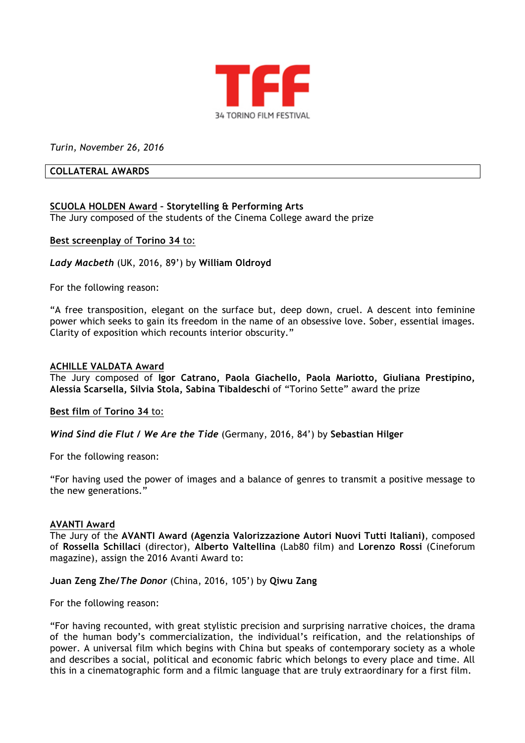TFF

34 TORINO FILM FESTIVAL

*Turin, November 26, 2016*

## COLLATERAL AWARDS

**SCUOLA HOLDEN Award – Storytelling & Performing Arts**
The Jury composed of the students of the Cinema College award the prize

**Best screenplay** of **Torino 34** to:

***Lady Macbeth*** (UK, 2016, 89') by **William Oldroyd**

For the following reason:

"A free transposition, elegant on the surface but, deep down, cruel. A descent into feminine power which seeks to gain its freedom in the name of an obsessive love. Sober, essential images. Clarity of exposition which recounts interior obscurity."

**ACHILLE VALDATA Award**
The Jury composed of **Igor Catrano, Paola Giachello, Paola Mariotto, Giuliana Prestipino, Alessia Scarsella, Silvia Stola, Sabina Tibaldeschi** of "Torino Sette" award the prize

**Best film** of **Torino 34** to:

***Wind Sind die Flut / We Are the Tide*** (Germany, 2016, 84') by **Sebastian Hilger**

For the following reason:

"For having used the power of images and a balance of genres to transmit a positive message to the new generations."

**AVANTI Award**
The Jury of the **AVANTI Award (Agenzia Valorizzazione Autori Nuovi Tutti Italiani)**, composed of **Rossella Schillaci** (director), **Alberto Valtellina** (Lab80 film) and **Lorenzo Rossi** (Cineforum magazine), assign the 2016 Avanti Award to:

**Juan Zeng Zhe/*The Donor*** (China, 2016, 105') by **Qiwu Zang**

For the following reason:

"For having recounted, with great stylistic precision and surprising narrative choices, the drama of the human body's commercialization, the individual's reification, and the relationships of power. A universal film which begins with China but speaks of contemporary society as a whole and describes a social, political and economic fabric which belongs to every place and time. All this in a cinematographic form and a filmic language that are truly extraordinary for a first film.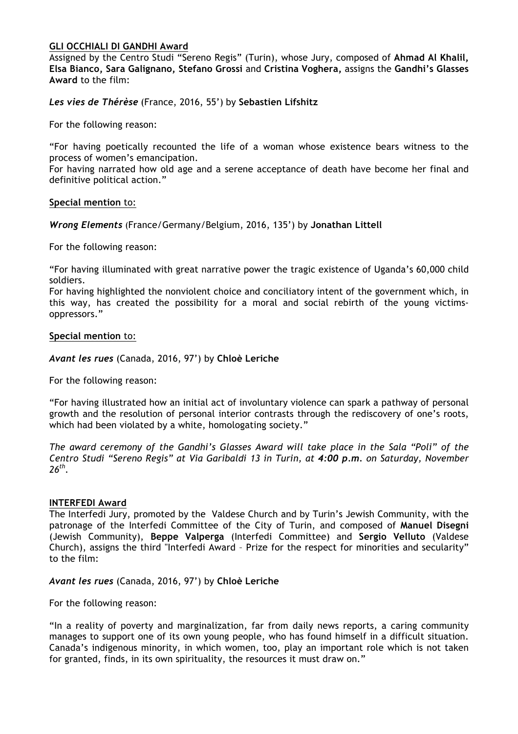**<u>GLI OCCHIALI DI GANDHI Award</u>**

Assigned by the Centro Studi "Sereno Regis" (Turin), whose Jury, composed of **Ahmad Al Khalil, Elsa Bianco, Sara Galignano, Stefano Grossi** and **Cristina Voghera,** assigns the **Gandhi's Glasses Award** to the film:

***Les vies de Thérèse*** (France, 2016, 55') by **Sebastien Lifshitz**

For the following reason:

"For having poetically recounted the life of a woman whose existence bears witness to the process of women's emancipation.
For having narrated how old age and a serene acceptance of death have become her final and definitive political action."

**<u>Special mention</u>** <u>to:</u>

***Wrong Elements*** (France/Germany/Belgium, 2016, 135') by **Jonathan Littell**

For the following reason:

"For having illuminated with great narrative power the tragic existence of Uganda's 60,000 child soldiers.
For having highlighted the nonviolent choice and conciliatory intent of the government which, in this way, has created the possibility for a moral and social rebirth of the young victims-oppressors."

**<u>Special mention</u>** <u>to:</u>

***Avant les rues*** (Canada, 2016, 97') by **Chloè Leriche**

For the following reason:

"For having illustrated how an initial act of involuntary violence can spark a pathway of personal growth and the resolution of personal interior contrasts through the rediscovery of one's roots, which had been violated by a white, homologating society."

*The award ceremony of the Gandhi's Glasses Award will take place in the Sala "Poli" of the Centro Studi "Sereno Regis" at Via Garibaldi 13 in Turin, at **4:00 p.m.** on Saturday, November 26th.*

**<u>INTERFEDI Award</u>**

The Interfedi Jury, promoted by the Valdese Church and by Turin's Jewish Community, with the patronage of the Interfedi Committee of the City of Turin, and composed of **Manuel Disegni** (Jewish Community), **Beppe Valperga** (Interfedi Committee) and **Sergio Velluto** (Valdese Church), assigns the third "Interfedi Award – Prize for the respect for minorities and secularity" to the film:

***Avant les rues*** (Canada, 2016, 97') by **Chloè Leriche**

For the following reason:

"In a reality of poverty and marginalization, far from daily news reports, a caring community manages to support one of its own young people, who has found himself in a difficult situation. Canada's indigenous minority, in which women, too, play an important role which is not taken for granted, finds, in its own spirituality, the resources it must draw on."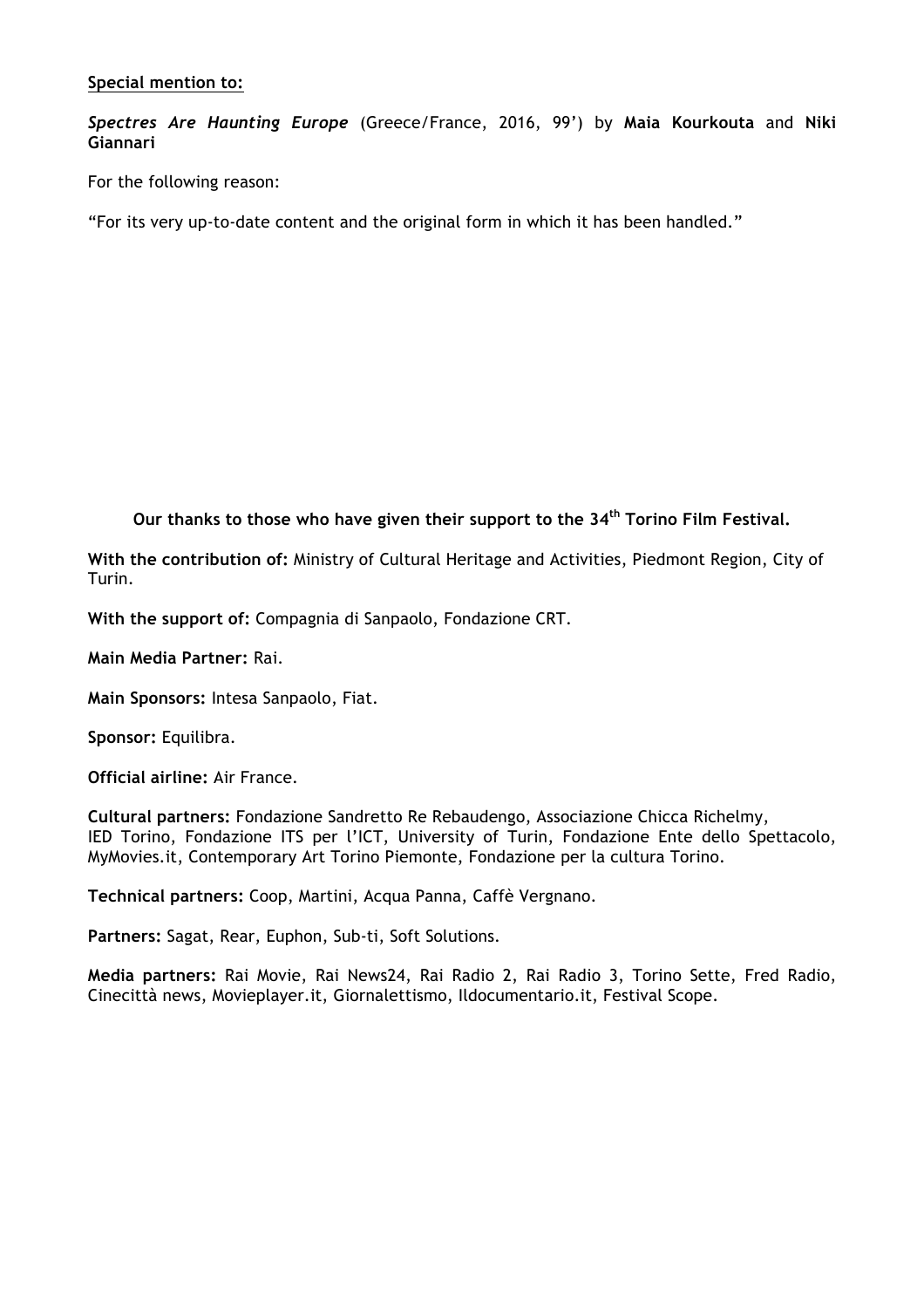**Special mention to:**

***Spectres Are Haunting Europe*** (Greece/France, 2016, 99') by **Maia Kourkouta** and **Niki Giannari**

For the following reason:

"For its very up-to-date content and the original form in which it has been handled."

**Our thanks to those who have given their support to the 34th Torino Film Festival.**

**With the contribution of:** Ministry of Cultural Heritage and Activities, Piedmont Region, City of Turin.

**With the support of:** Compagnia di Sanpaolo, Fondazione CRT.

**Main Media Partner:** Rai.

**Main Sponsors:** Intesa Sanpaolo, Fiat.

**Sponsor:** Equilibra.

**Official airline:** Air France.

**Cultural partners:** Fondazione Sandretto Re Rebaudengo, Associazione Chicca Richelmy, IED Torino, Fondazione ITS per l'ICT, University of Turin, Fondazione Ente dello Spettacolo, MyMovies.it, Contemporary Art Torino Piemonte, Fondazione per la cultura Torino.

**Technical partners:** Coop, Martini, Acqua Panna, Caffè Vergnano.

**Partners:** Sagat, Rear, Euphon, Sub-ti, Soft Solutions.

**Media partners:** Rai Movie, Rai News24, Rai Radio 2, Rai Radio 3, Torino Sette, Fred Radio, Cinecittà news, Movieplayer.it, Giornalettismo, Ildocumentario.it, Festival Scope.